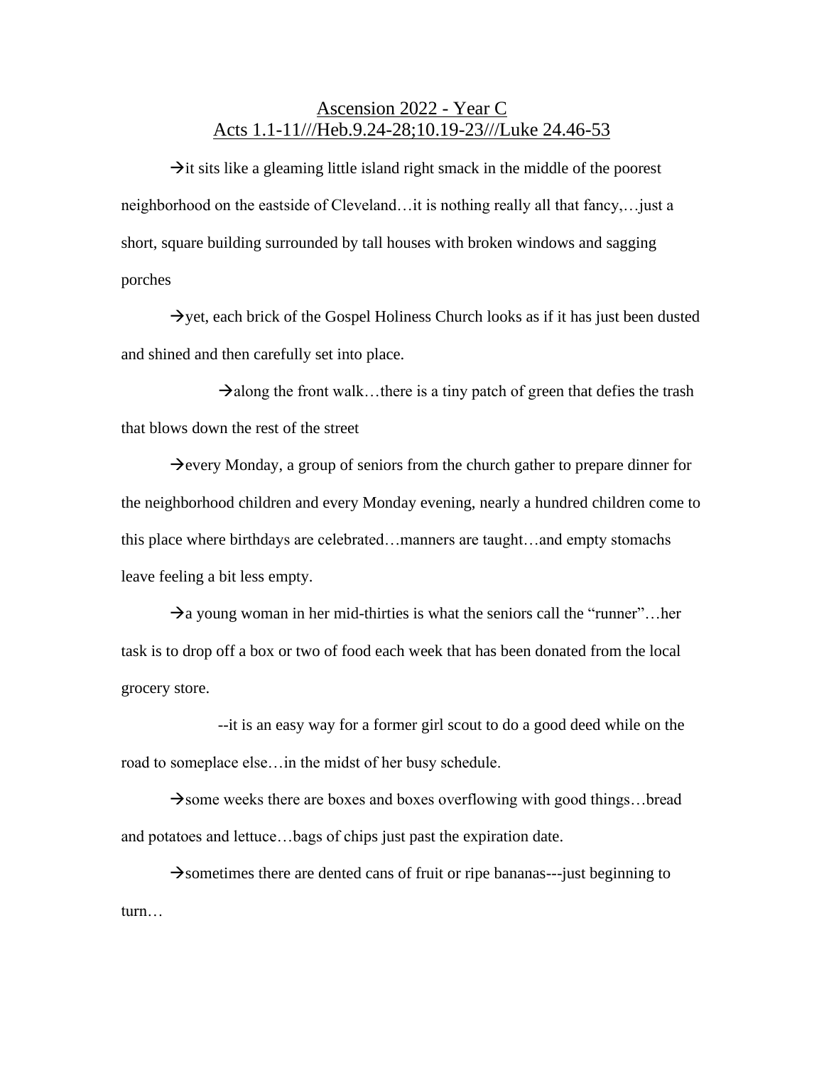# Ascension 2022 - Year C
## Acts 1.1-11///Heb.9.24-28;10.19-23///Luke 24.46-53

→it sits like a gleaming little island right smack in the middle of the poorest neighborhood on the eastside of Cleveland…it is nothing really all that fancy,…just a short, square building surrounded by tall houses with broken windows and sagging porches

→yet, each brick of the Gospel Holiness Church looks as if it has just been dusted and shined and then carefully set into place.

→along the front walk…there is a tiny patch of green that defies the trash that blows down the rest of the street

→every Monday, a group of seniors from the church gather to prepare dinner for the neighborhood children and every Monday evening, nearly a hundred children come to this place where birthdays are celebrated…manners are taught…and empty stomachs leave feeling a bit less empty.

→a young woman in her mid-thirties is what the seniors call the "runner"…her task is to drop off a box or two of food each week that has been donated from the local grocery store.

--it is an easy way for a former girl scout to do a good deed while on the road to someplace else…in the midst of her busy schedule.

→some weeks there are boxes and boxes overflowing with good things…bread and potatoes and lettuce…bags of chips just past the expiration date.

→sometimes there are dented cans of fruit or ripe bananas---just beginning to turn…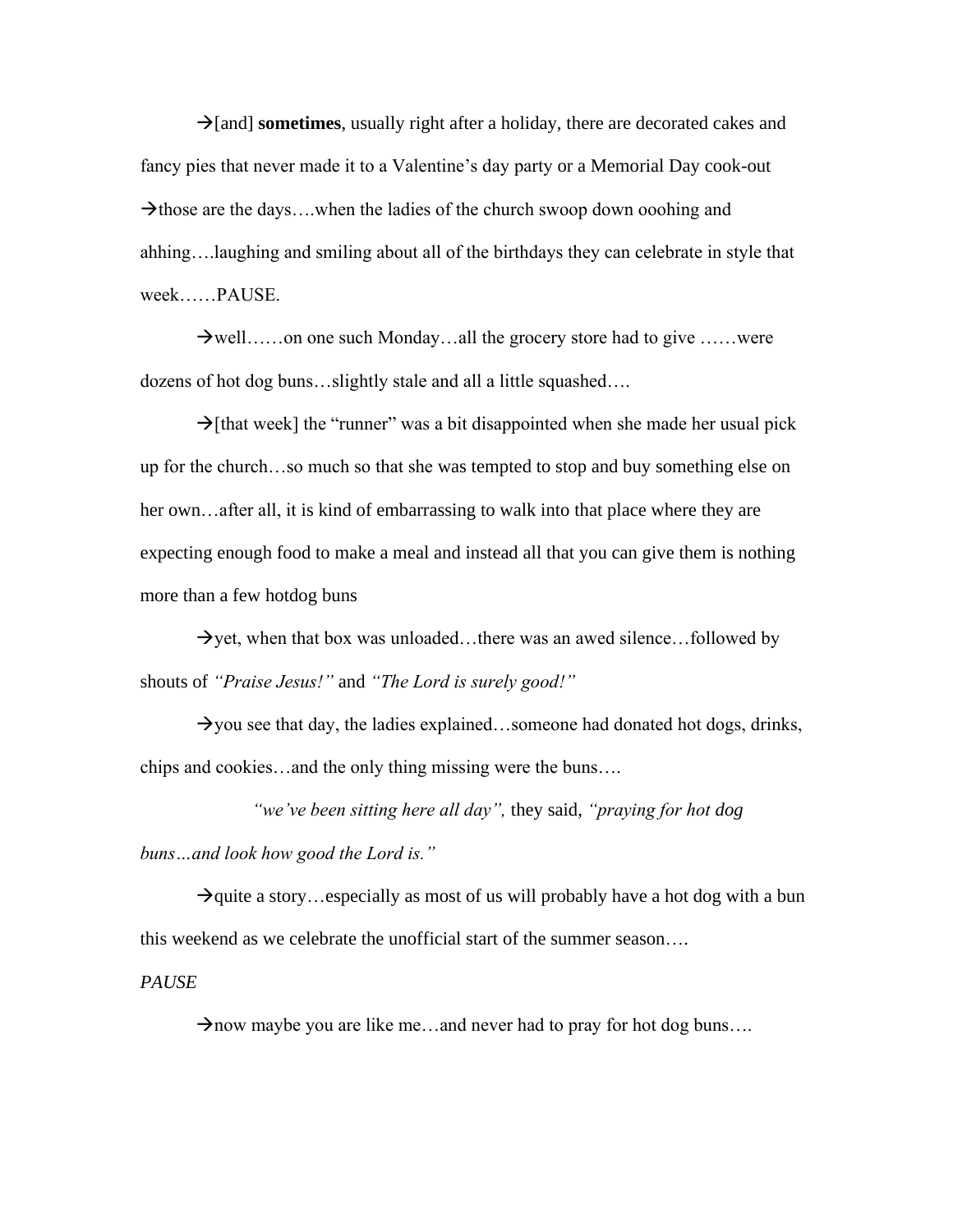→[and] **sometimes**, usually right after a holiday, there are decorated cakes and fancy pies that never made it to a Valentine's day party or a Memorial Day cook-out →those are the days….when the ladies of the church swoop down ooohing and ahhing….laughing and smiling about all of the birthdays they can celebrate in style that week……PAUSE.

→well……on one such Monday…all the grocery store had to give ……were dozens of hot dog buns…slightly stale and all a little squashed….

→[that week] the "runner" was a bit disappointed when she made her usual pick up for the church…so much so that she was tempted to stop and buy something else on her own…after all, it is kind of embarrassing to walk into that place where they are expecting enough food to make a meal and instead all that you can give them is nothing more than a few hotdog buns

→yet, when that box was unloaded…there was an awed silence…followed by shouts of *"Praise Jesus!"* and *"The Lord is surely good!"*

→you see that day, the ladies explained…someone had donated hot dogs, drinks, chips and cookies…and the only thing missing were the buns….

*"we've been sitting here all day",* they said, *"praying for hot dog buns…and look how good the Lord is."*

→quite a story…especially as most of us will probably have a hot dog with a bun this weekend as we celebrate the unofficial start of the summer season….

*PAUSE*

→now maybe you are like me…and never had to pray for hot dog buns….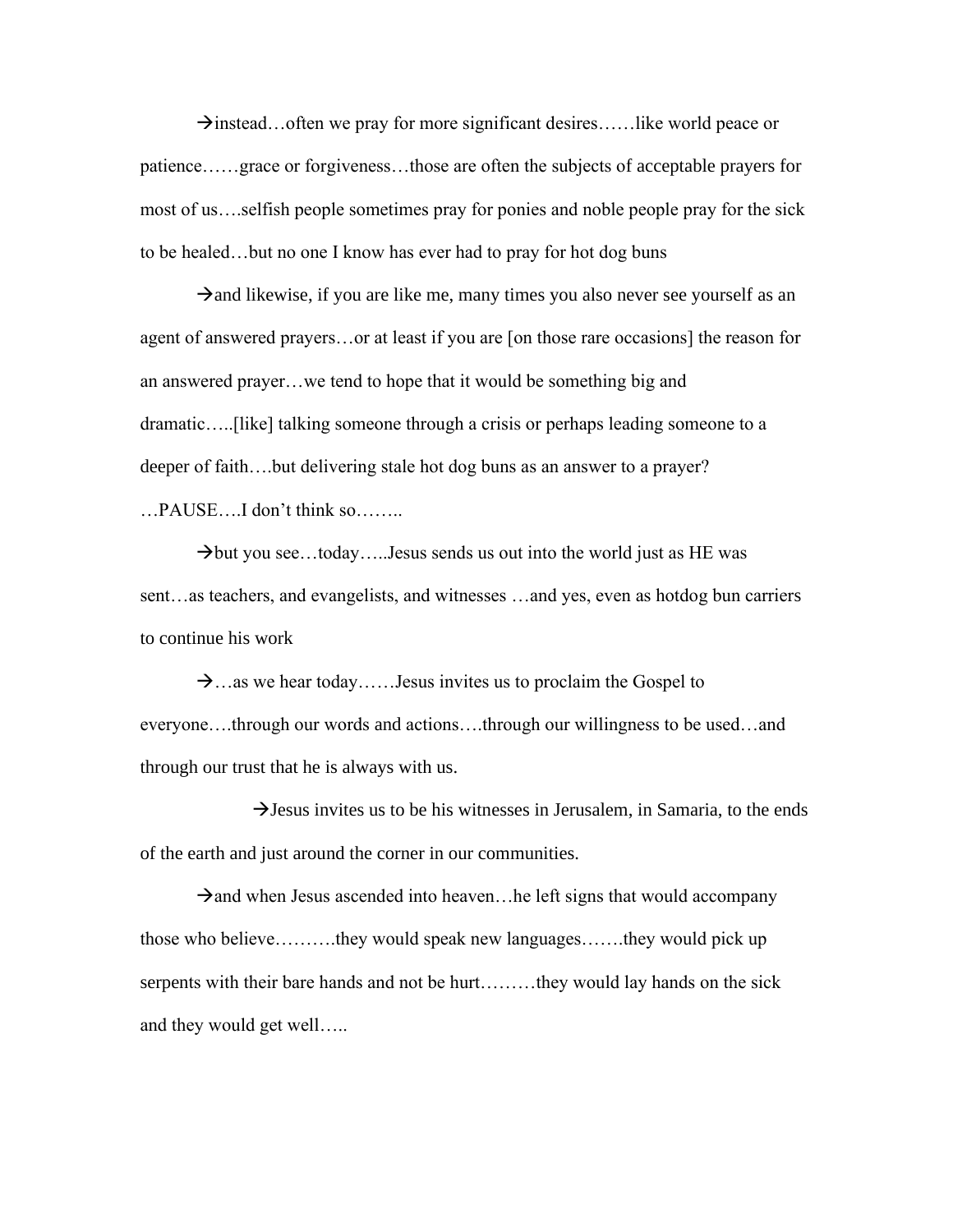→instead…often we pray for more significant desires……like world peace or patience……grace or forgiveness…those are often the subjects of acceptable prayers for most of us….selfish people sometimes pray for ponies and noble people pray for the sick to be healed…but no one I know has ever had to pray for hot dog buns

→and likewise, if you are like me, many times you also never see yourself as an agent of answered prayers…or at least if you are [on those rare occasions] the reason for an answered prayer…we tend to hope that it would be something big and dramatic…..[like] talking someone through a crisis or perhaps leading someone to a deeper of faith….but delivering stale hot dog buns as an answer to a prayer? …PAUSE….I don't think so……..

→but you see…today…..Jesus sends us out into the world just as HE was sent…as teachers, and evangelists, and witnesses …and yes, even as hotdog bun carriers to continue his work

→…as we hear today……Jesus invites us to proclaim the Gospel to everyone….through our words and actions….through our willingness to be used…and through our trust that he is always with us.

→Jesus invites us to be his witnesses in Jerusalem, in Samaria, to the ends of the earth and just around the corner in our communities.

→and when Jesus ascended into heaven…he left signs that would accompany those who believe……….they would speak new languages…….they would pick up serpents with their bare hands and not be hurt………they would lay hands on the sick and they would get well…..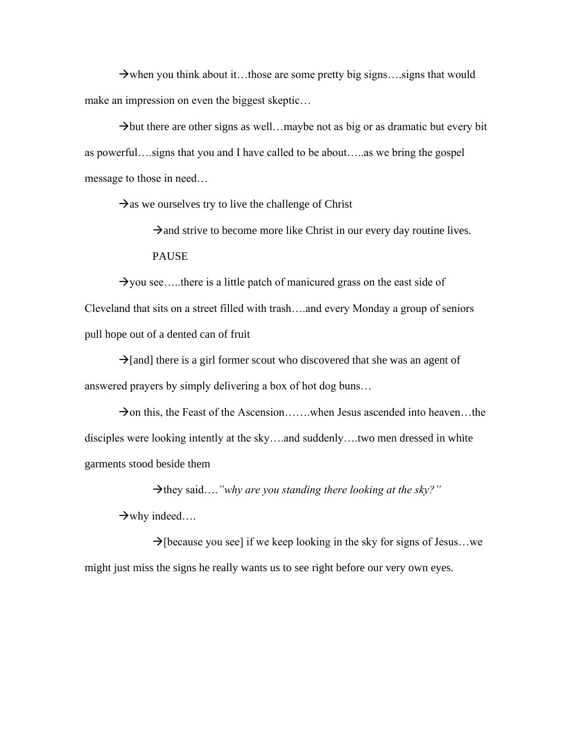→when you think about it…those are some pretty big signs….signs that would make an impression on even the biggest skeptic…

→but there are other signs as well…maybe not as big or as dramatic but every bit as powerful….signs that you and I have called to be about…..as we bring the gospel message to those in need…

→as we ourselves try to live the challenge of Christ

→and strive to become more like Christ in our every day routine lives.

PAUSE

→you see…..there is a little patch of manicured grass on the east side of Cleveland that sits on a street filled with trash….and every Monday a group of seniors pull hope out of a dented can of fruit

→[and] there is a girl former scout who discovered that she was an agent of answered prayers by simply delivering a box of hot dog buns…

→on this, the Feast of the Ascension…….when Jesus ascended into heaven…the disciples were looking intently at the sky….and suddenly….two men dressed in white garments stood beside them

→they said….*"why are you standing there looking at the sky?"*

→why indeed….

→[because you see] if we keep looking in the sky for signs of Jesus…we might just miss the signs he really wants us to see right before our very own eyes.